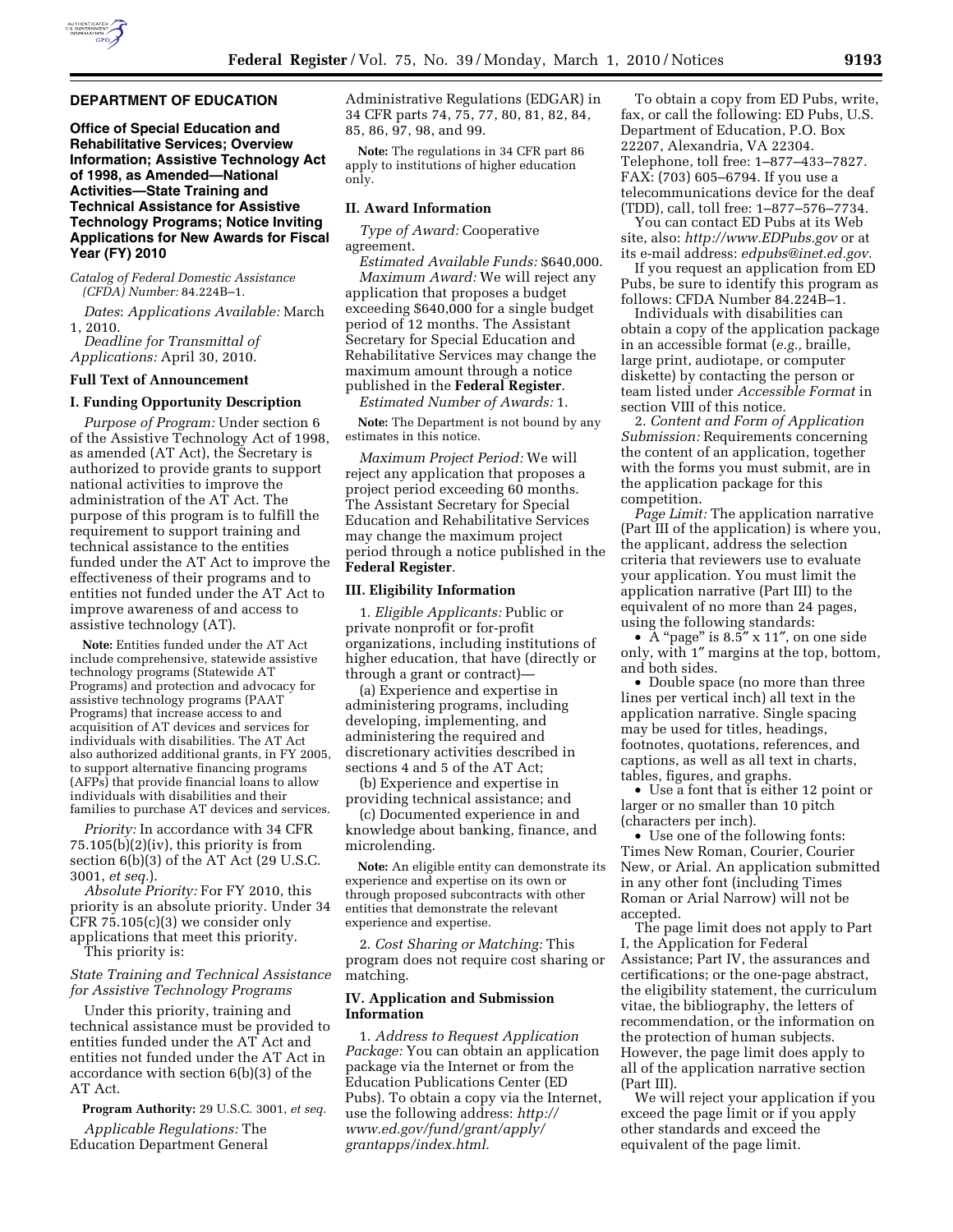**DEPARTMENT OF EDUCATION**

**Office of Special Education and Rehabilitative Services; Overview Information; Assistive Technology Act of 1998, as Amended—National Activities—State Training and Technical Assistance for Assistive Technology Programs; Notice Inviting Applications for New Awards for Fiscal Year (FY) 2010**

*Catalog of Federal Domestic Assistance (CFDA) Number:* 84.224B–1.

*Dates*: *Applications Available:* March 1, 2010.

*Deadline for Transmittal of Applications:* April 30, 2010.

**Full Text of Announcement**

**I. Funding Opportunity Description**

*Purpose of Program:* Under section 6 of the Assistive Technology Act of 1998, as amended (AT Act), the Secretary is authorized to provide grants to support national activities to improve the administration of the AT Act. The purpose of this program is to fulfill the requirement to support training and technical assistance to the entities funded under the AT Act to improve the effectiveness of their programs and to entities not funded under the AT Act to improve awareness of and access to assistive technology (AT).

**Note:** Entities funded under the AT Act include comprehensive, statewide assistive technology programs (Statewide AT Programs) and protection and advocacy for assistive technology programs (PAAT Programs) that increase access to and acquisition of AT devices and services for individuals with disabilities. The AT Act also authorized additional grants, in FY 2005, to support alternative financing programs (AFPs) that provide financial loans to allow individuals with disabilities and their families to purchase AT devices and services.

*Priority:* In accordance with 34 CFR 75.105(b)(2)(iv), this priority is from section 6(b)(3) of the AT Act (29 U.S.C. 3001, *et seq.*).

*Absolute Priority:* For FY 2010, this priority is an absolute priority. Under 34 CFR 75.105(c)(3) we consider only applications that meet this priority.

This priority is:

*State Training and Technical Assistance for Assistive Technology Programs*

Under this priority, training and technical assistance must be provided to entities funded under the AT Act and entities not funded under the AT Act in accordance with section 6(b)(3) of the AT Act.

**Program Authority:** 29 U.S.C. 3001, *et seq.*

*Applicable Regulations:* The Education Department General Administrative Regulations (EDGAR) in 34 CFR parts 74, 75, 77, 80, 81, 82, 84, 85, 86, 97, 98, and 99.

**Note:** The regulations in 34 CFR part 86 apply to institutions of higher education only.

**II. Award Information**

*Type of Award:* Cooperative agreement.

*Estimated Available Funds:* $640,000.

*Maximum Award:* We will reject any application that proposes a budget exceeding $640,000 for a single budget period of 12 months. The Assistant Secretary for Special Education and Rehabilitative Services may change the maximum amount through a notice published in the **Federal Register**.

*Estimated Number of Awards:* 1.

**Note:** The Department is not bound by any estimates in this notice.

*Maximum Project Period:* We will reject any application that proposes a project period exceeding 60 months. The Assistant Secretary for Special Education and Rehabilitative Services may change the maximum project period through a notice published in the **Federal Register**.

**III. Eligibility Information**

1. *Eligible Applicants:* Public or private nonprofit or for-profit organizations, including institutions of higher education, that have (directly or through a grant or contract)—

(a) Experience and expertise in administering programs, including developing, implementing, and administering the required and discretionary activities described in sections 4 and 5 of the AT Act;

(b) Experience and expertise in providing technical assistance; and

(c) Documented experience in and knowledge about banking, finance, and microlending.

**Note:** An eligible entity can demonstrate its experience and expertise on its own or through proposed subcontracts with other entities that demonstrate the relevant experience and expertise.

2. *Cost Sharing or Matching:* This program does not require cost sharing or matching.

**IV. Application and Submission Information**

1. *Address to Request Application Package:* You can obtain an application package via the Internet or from the Education Publications Center (ED Pubs). To obtain a copy via the Internet, use the following address: *http://www.ed.gov/fund/grant/apply/grantapps/index.html.*

To obtain a copy from ED Pubs, write, fax, or call the following: ED Pubs, U.S. Department of Education, P.O. Box 22207, Alexandria, VA 22304. Telephone, toll free: 1–877–433–7827. FAX: (703) 605–6794. If you use a telecommunications device for the deaf (TDD), call, toll free: 1–877–576–7734.

You can contact ED Pubs at its Web site, also: *http://www.EDPubs.gov* or at its e-mail address: *edpubs@inet.ed.gov.*

If you request an application from ED Pubs, be sure to identify this program as follows: CFDA Number 84.224B–1.

Individuals with disabilities can obtain a copy of the application package in an accessible format (*e.g.,* braille, large print, audiotape, or computer diskette) by contacting the person or team listed under *Accessible Format* in section VIII of this notice.

2. *Content and Form of Application Submission:* Requirements concerning the content of an application, together with the forms you must submit, are in the application package for this competition.

*Page Limit:* The application narrative (Part III of the application) is where you, the applicant, address the selection criteria that reviewers use to evaluate your application. You must limit the application narrative (Part III) to the equivalent of no more than 24 pages, using the following standards:

- A "page" is 8.5″ x 11″, on one side only, with 1″ margins at the top, bottom, and both sides.
- Double space (no more than three lines per vertical inch) all text in the application narrative. Single spacing may be used for titles, headings, footnotes, quotations, references, and captions, as well as all text in charts, tables, figures, and graphs.
- Use a font that is either 12 point or larger or no smaller than 10 pitch (characters per inch).
- Use one of the following fonts: Times New Roman, Courier, Courier New, or Arial. An application submitted in any other font (including Times Roman or Arial Narrow) will not be accepted.

The page limit does not apply to Part I, the Application for Federal Assistance; Part IV, the assurances and certifications; or the one-page abstract, the eligibility statement, the curriculum vitae, the bibliography, the letters of recommendation, or the information on the protection of human subjects. However, the page limit does apply to all of the application narrative section (Part III).

We will reject your application if you exceed the page limit or if you apply other standards and exceed the equivalent of the page limit.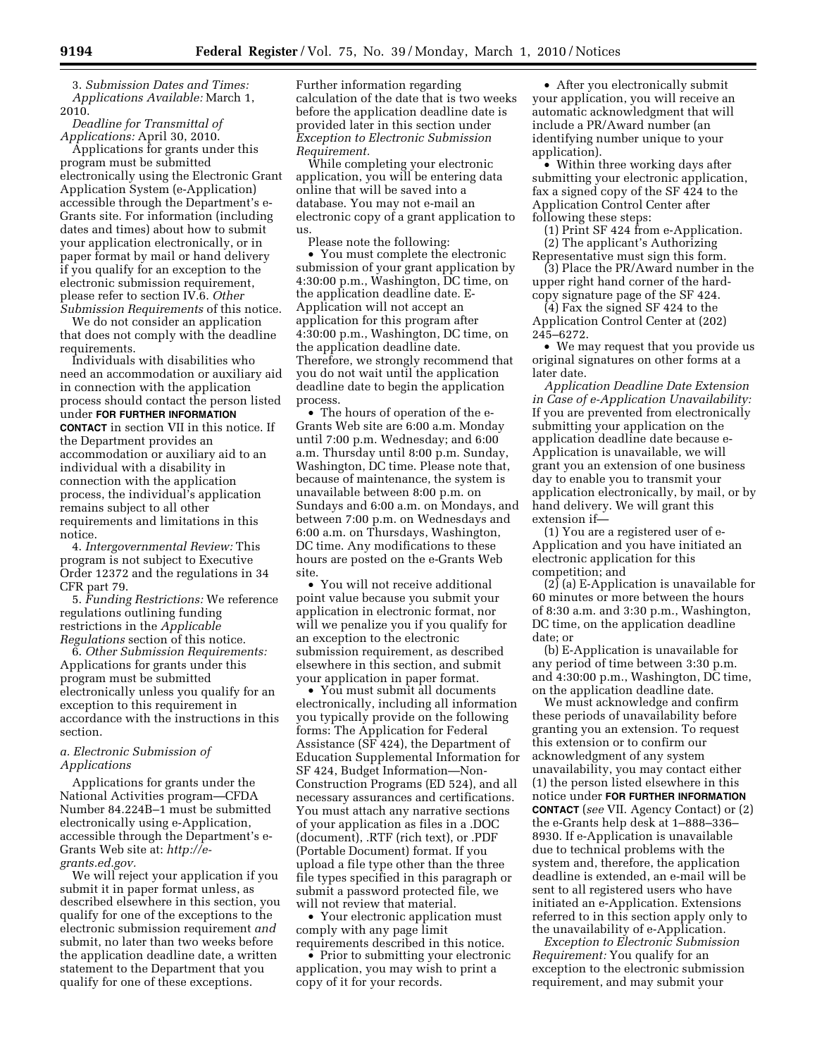3. *Submission Dates and Times: Applications Available:* March 1, 2010.

*Deadline for Transmittal of Applications:* April 30, 2010.

Applications for grants under this program must be submitted electronically using the Electronic Grant Application System (e-Application) accessible through the Department's e-Grants site. For information (including dates and times) about how to submit your application electronically, or in paper format by mail or hand delivery if you qualify for an exception to the electronic submission requirement, please refer to section IV.6. *Other Submission Requirements* of this notice.

We do not consider an application that does not comply with the deadline requirements.

Individuals with disabilities who need an accommodation or auxiliary aid in connection with the application process should contact the person listed under **FOR FURTHER INFORMATION CONTACT** in section VII in this notice. If the Department provides an accommodation or auxiliary aid to an individual with a disability in connection with the application process, the individual's application remains subject to all other requirements and limitations in this notice.

4. *Intergovernmental Review:* This program is not subject to Executive Order 12372 and the regulations in 34 CFR part 79.

5. *Funding Restrictions:* We reference regulations outlining funding restrictions in the *Applicable Regulations* section of this notice.

6. *Other Submission Requirements:* Applications for grants under this program must be submitted electronically unless you qualify for an exception to this requirement in accordance with the instructions in this section.

*a. Electronic Submission of Applications*

Applications for grants under the National Activities program—CFDA Number 84.224B–1 must be submitted electronically using e-Application, accessible through the Department's e-Grants Web site at: *http://e-grants.ed.gov.*

We will reject your application if you submit it in paper format unless, as described elsewhere in this section, you qualify for one of the exceptions to the electronic submission requirement *and* submit, no later than two weeks before the application deadline date, a written statement to the Department that you qualify for one of these exceptions. Further information regarding calculation of the date that is two weeks before the application deadline date is provided later in this section under *Exception to Electronic Submission Requirement.*

While completing your electronic application, you will be entering data online that will be saved into a database. You may not e-mail an electronic copy of a grant application to us.

Please note the following:

- You must complete the electronic submission of your grant application by 4:30:00 p.m., Washington, DC time, on the application deadline date. E-Application will not accept an application for this program after 4:30:00 p.m., Washington, DC time, on the application deadline date. Therefore, we strongly recommend that you do not wait until the application deadline date to begin the application process.
- The hours of operation of the e-Grants Web site are 6:00 a.m. Monday until 7:00 p.m. Wednesday; and 6:00 a.m. Thursday until 8:00 p.m. Sunday, Washington, DC time. Please note that, because of maintenance, the system is unavailable between 8:00 p.m. on Sundays and 6:00 a.m. on Mondays, and between 7:00 p.m. on Wednesdays and 6:00 a.m. on Thursdays, Washington, DC time. Any modifications to these hours are posted on the e-Grants Web site.
- You will not receive additional point value because you submit your application in electronic format, nor will we penalize you if you qualify for an exception to the electronic submission requirement, as described elsewhere in this section, and submit your application in paper format.
- You must submit all documents electronically, including all information you typically provide on the following forms: The Application for Federal Assistance (SF 424), the Department of Education Supplemental Information for SF 424, Budget Information—Non-Construction Programs (ED 524), and all necessary assurances and certifications. You must attach any narrative sections of your application as files in a .DOC (document), .RTF (rich text), or .PDF (Portable Document) format. If you upload a file type other than the three file types specified in this paragraph or submit a password protected file, we will not review that material.
- Your electronic application must comply with any page limit requirements described in this notice.
- Prior to submitting your electronic application, you may wish to print a copy of it for your records.
- After you electronically submit your application, you will receive an automatic acknowledgment that will include a PR/Award number (an identifying number unique to your application).
- Within three working days after submitting your electronic application, fax a signed copy of the SF 424 to the Application Control Center after following these steps:

(1) Print SF 424 from e-Application.

(2) The applicant's Authorizing Representative must sign this form.

(3) Place the PR/Award number in the upper right hand corner of the hard-copy signature page of the SF 424.

(4) Fax the signed SF 424 to the Application Control Center at (202) 245–6272.

- We may request that you provide us original signatures on other forms at a later date.

*Application Deadline Date Extension in Case of e-Application Unavailability:* If you are prevented from electronically submitting your application on the application deadline date because e-Application is unavailable, we will grant you an extension of one business day to enable you to transmit your application electronically, by mail, or by hand delivery. We will grant this extension if—

(1) You are a registered user of e-Application and you have initiated an electronic application for this competition; and

(2) (a) E-Application is unavailable for 60 minutes or more between the hours of 8:30 a.m. and 3:30 p.m., Washington, DC time, on the application deadline date; or

(b) E-Application is unavailable for any period of time between 3:30 p.m. and 4:30:00 p.m., Washington, DC time, on the application deadline date.

We must acknowledge and confirm these periods of unavailability before granting you an extension. To request this extension or to confirm our acknowledgment of any system unavailability, you may contact either (1) the person listed elsewhere in this notice under **FOR FURTHER INFORMATION CONTACT** (*see* VII. Agency Contact) or (2) the e-Grants help desk at 1–888–336–8930. If e-Application is unavailable due to technical problems with the system and, therefore, the application deadline is extended, an e-mail will be sent to all registered users who have initiated an e-Application. Extensions referred to in this section apply only to the unavailability of e-Application.

*Exception to Electronic Submission Requirement:* You qualify for an exception to the electronic submission requirement, and may submit your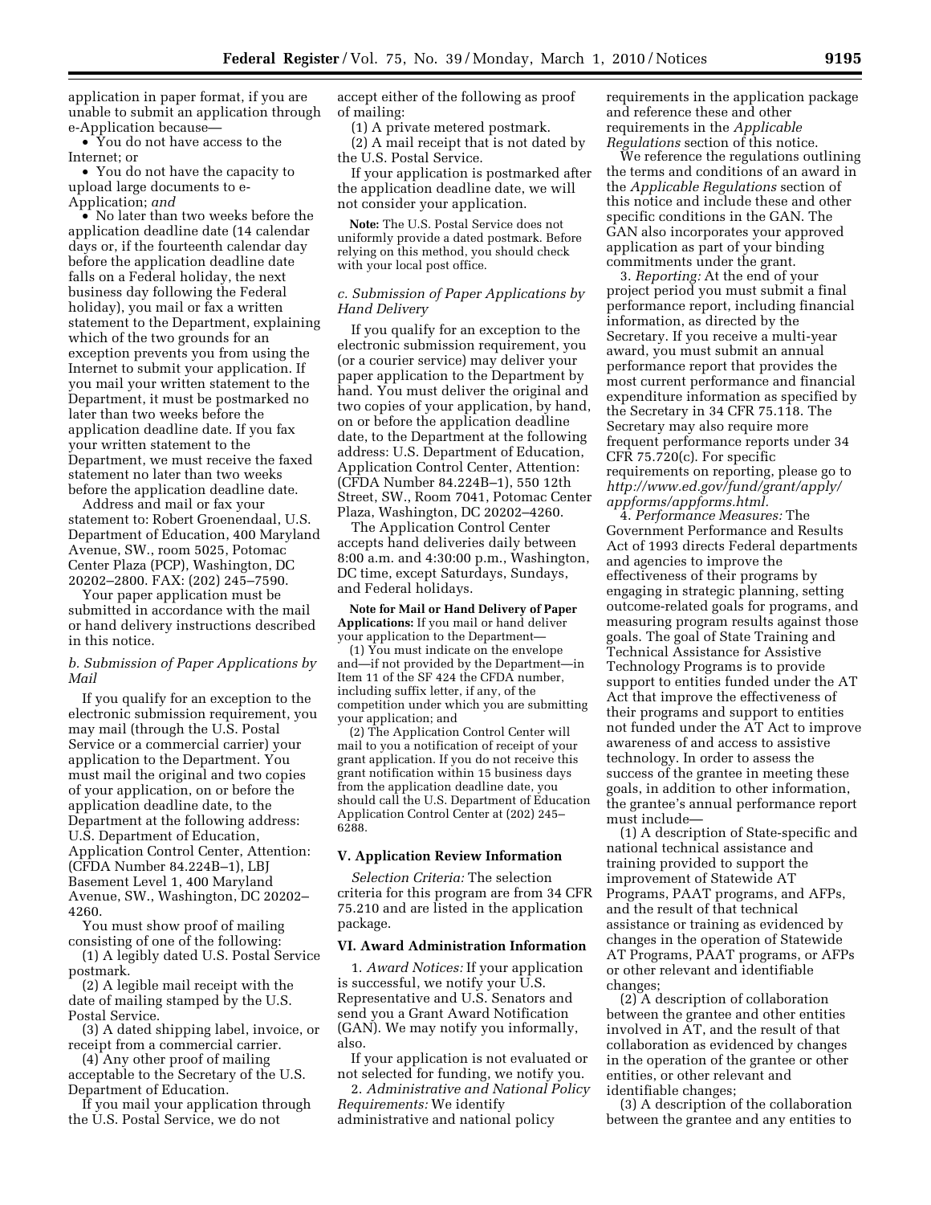application in paper format, if you are unable to submit an application through e-Application because—

- You do not have access to the Internet; or
- You do not have the capacity to upload large documents to e-Application; *and*
- No later than two weeks before the application deadline date (14 calendar days or, if the fourteenth calendar day before the application deadline date falls on a Federal holiday, the next business day following the Federal holiday), you mail or fax a written statement to the Department, explaining which of the two grounds for an exception prevents you from using the Internet to submit your application. If you mail your written statement to the Department, it must be postmarked no later than two weeks before the application deadline date. If you fax your written statement to the Department, we must receive the faxed statement no later than two weeks before the application deadline date.

Address and mail or fax your statement to: Robert Groenendaal, U.S. Department of Education, 400 Maryland Avenue, SW., room 5025, Potomac Center Plaza (PCP), Washington, DC 20202–2800. FAX: (202) 245–7590.

Your paper application must be submitted in accordance with the mail or hand delivery instructions described in this notice.

*b. Submission of Paper Applications by Mail*

If you qualify for an exception to the electronic submission requirement, you may mail (through the U.S. Postal Service or a commercial carrier) your application to the Department. You must mail the original and two copies of your application, on or before the application deadline date, to the Department at the following address: U.S. Department of Education, Application Control Center, Attention: (CFDA Number 84.224B–1), LBJ Basement Level 1, 400 Maryland Avenue, SW., Washington, DC 20202–4260.

You must show proof of mailing consisting of one of the following:

(1) A legibly dated U.S. Postal Service postmark.

(2) A legible mail receipt with the date of mailing stamped by the U.S. Postal Service.

(3) A dated shipping label, invoice, or receipt from a commercial carrier.

(4) Any other proof of mailing acceptable to the Secretary of the U.S. Department of Education.

If you mail your application through the U.S. Postal Service, we do not accept either of the following as proof of mailing:

(1) A private metered postmark.

(2) A mail receipt that is not dated by the U.S. Postal Service.

If your application is postmarked after the application deadline date, we will not consider your application.

**Note:** The U.S. Postal Service does not uniformly provide a dated postmark. Before relying on this method, you should check with your local post office.

*c. Submission of Paper Applications by Hand Delivery*

If you qualify for an exception to the electronic submission requirement, you (or a courier service) may deliver your paper application to the Department by hand. You must deliver the original and two copies of your application, by hand, on or before the application deadline date, to the Department at the following address: U.S. Department of Education, Application Control Center, Attention: (CFDA Number 84.224B–1), 550 12th Street, SW., Room 7041, Potomac Center Plaza, Washington, DC 20202–4260.

The Application Control Center accepts hand deliveries daily between 8:00 a.m. and 4:30:00 p.m., Washington, DC time, except Saturdays, Sundays, and Federal holidays.

**Note for Mail or Hand Delivery of Paper Applications:** If you mail or hand deliver your application to the Department—

(1) You must indicate on the envelope and—if not provided by the Department—in Item 11 of the SF 424 the CFDA number, including suffix letter, if any, of the competition under which you are submitting your application; and

(2) The Application Control Center will mail to you a notification of receipt of your grant application. If you do not receive this grant notification within 15 business days from the application deadline date, you should call the U.S. Department of Education Application Control Center at (202) 245–6288.

## V. Application Review Information

*Selection Criteria:* The selection criteria for this program are from 34 CFR 75.210 and are listed in the application package.

## VI. Award Administration Information

1. *Award Notices:* If your application is successful, we notify your U.S. Representative and U.S. Senators and send you a Grant Award Notification (GAN). We may notify you informally, also.

If your application is not evaluated or not selected for funding, we notify you.

2. *Administrative and National Policy Requirements:* We identify administrative and national policy requirements in the application package and reference these and other requirements in the *Applicable Regulations* section of this notice.

We reference the regulations outlining the terms and conditions of an award in the *Applicable Regulations* section of this notice and include these and other specific conditions in the GAN. The GAN also incorporates your approved application as part of your binding commitments under the grant.

3. *Reporting:* At the end of your project period you must submit a final performance report, including financial information, as directed by the Secretary. If you receive a multi-year award, you must submit an annual performance report that provides the most current performance and financial expenditure information as specified by the Secretary in 34 CFR 75.118. The Secretary may also require more frequent performance reports under 34 CFR 75.720(c). For specific requirements on reporting, please go to *http://www.ed.gov/fund/grant/apply/appforms/appforms.html.*

4. *Performance Measures:* The Government Performance and Results Act of 1993 directs Federal departments and agencies to improve the effectiveness of their programs by engaging in strategic planning, setting outcome-related goals for programs, and measuring program results against those goals. The goal of State Training and Technical Assistance for Assistive Technology Programs is to provide support to entities funded under the AT Act that improve the effectiveness of their programs and support to entities not funded under the AT Act to improve awareness of and access to assistive technology. In order to assess the success of the grantee in meeting these goals, in addition to other information, the grantee's annual performance report must include—

(1) A description of State-specific and national technical assistance and training provided to support the improvement of Statewide AT Programs, PAAT programs, and AFPs, and the result of that technical assistance or training as evidenced by changes in the operation of Statewide AT Programs, PAAT programs, or AFPs or other relevant and identifiable changes;

(2) A description of collaboration between the grantee and other entities involved in AT, and the result of that collaboration as evidenced by changes in the operation of the grantee or other entities, or other relevant and identifiable changes;

(3) A description of the collaboration between the grantee and any entities to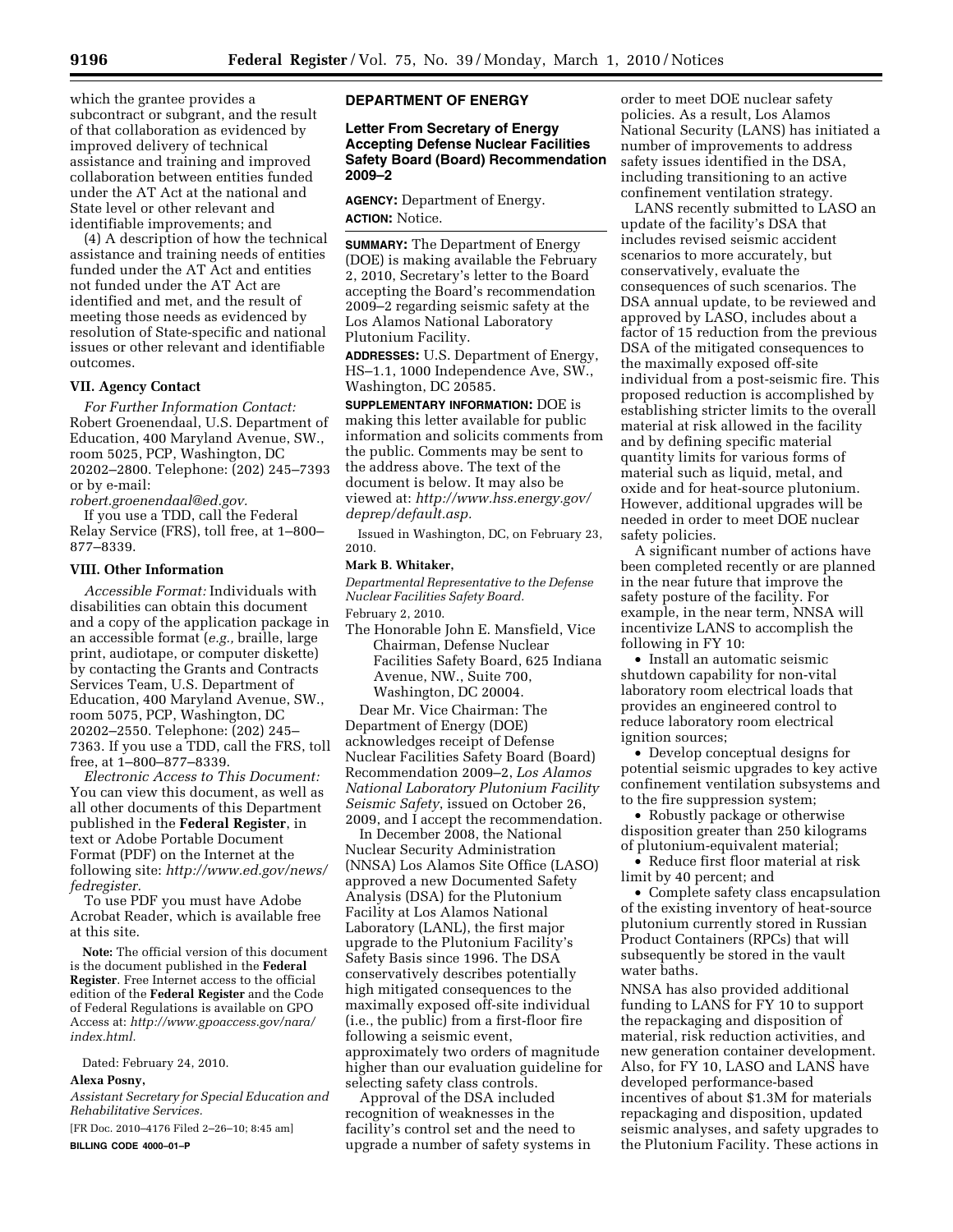which the grantee provides a subcontract or subgrant, and the result of that collaboration as evidenced by improved delivery of technical assistance and training and improved collaboration between entities funded under the AT Act at the national and State level or other relevant and identifiable improvements; and

(4) A description of how the technical assistance and training needs of entities funded under the AT Act and entities not funded under the AT Act are identified and met, and the result of meeting those needs as evidenced by resolution of State-specific and national issues or other relevant and identifiable outcomes.

## VII. Agency Contact

*For Further Information Contact:* Robert Groenendaal, U.S. Department of Education, 400 Maryland Avenue, SW., room 5025, PCP, Washington, DC 20202–2800. Telephone: (202) 245–7393 or by e-mail: *robert.groenendaal@ed.gov.*

If you use a TDD, call the Federal Relay Service (FRS), toll free, at 1–800–877–8339.

## VIII. Other Information

*Accessible Format:* Individuals with disabilities can obtain this document and a copy of the application package in an accessible format (*e.g.,* braille, large print, audiotape, or computer diskette) by contacting the Grants and Contracts Services Team, U.S. Department of Education, 400 Maryland Avenue, SW., room 5075, PCP, Washington, DC 20202–2550. Telephone: (202) 245–7363. If you use a TDD, call the FRS, toll free, at 1–800–877–8339.

*Electronic Access to This Document:* You can view this document, as well as all other documents of this Department published in the **Federal Register**, in text or Adobe Portable Document Format (PDF) on the Internet at the following site: *http://www.ed.gov/news/fedregister.*

To use PDF you must have Adobe Acrobat Reader, which is available free at this site.

**Note:** The official version of this document is the document published in the **Federal Register**. Free Internet access to the official edition of the **Federal Register** and the Code of Federal Regulations is available on GPO Access at: *http://www.gpoaccess.gov/nara/index.html.*

Dated: February 24, 2010.

**Alexa Posny,**

*Assistant Secretary for Special Education and Rehabilitative Services.*

[FR Doc. 2010–4176 Filed 2–26–10; 8:45 am]

**BILLING CODE 4000–01–P**

## DEPARTMENT OF ENERGY

### Letter From Secretary of Energy Accepting Defense Nuclear Facilities Safety Board (Board) Recommendation 2009–2

**AGENCY:** Department of Energy.

**ACTION:** Notice.

**SUMMARY:** The Department of Energy (DOE) is making available the February 2, 2010, Secretary's letter to the Board accepting the Board's recommendation 2009–2 regarding seismic safety at the Los Alamos National Laboratory Plutonium Facility.

**ADDRESSES:** U.S. Department of Energy, HS–1.1, 1000 Independence Ave, SW., Washington, DC 20585.

**SUPPLEMENTARY INFORMATION:** DOE is making this letter available for public information and solicits comments from the public. Comments may be sent to the address above. The text of the document is below. It may also be viewed at: *http://www.hss.energy.gov/deprep/default.asp.*

Issued in Washington, DC, on February 23, 2010.

**Mark B. Whitaker,**

*Departmental Representative to the Defense Nuclear Facilities Safety Board.*

February 2, 2010.

The Honorable John E. Mansfield, Vice Chairman, Defense Nuclear Facilities Safety Board, 625 Indiana Avenue, NW., Suite 700, Washington, DC 20004.

Dear Mr. Vice Chairman: The Department of Energy (DOE) acknowledges receipt of Defense Nuclear Facilities Safety Board (Board) Recommendation 2009–2, *Los Alamos National Laboratory Plutonium Facility Seismic Safety*, issued on October 26, 2009, and I accept the recommendation.

In December 2008, the National Nuclear Security Administration (NNSA) Los Alamos Site Office (LASO) approved a new Documented Safety Analysis (DSA) for the Plutonium Facility at Los Alamos National Laboratory (LANL), the first major upgrade to the Plutonium Facility's Safety Basis since 1996. The DSA conservatively describes potentially high mitigated consequences to the maximally exposed off-site individual (i.e., the public) from a first-floor fire following a seismic event, approximately two orders of magnitude higher than our evaluation guideline for selecting safety class controls.

Approval of the DSA included recognition of weaknesses in the facility's control set and the need to upgrade a number of safety systems in order to meet DOE nuclear safety policies. As a result, Los Alamos National Security (LANS) has initiated a number of improvements to address safety issues identified in the DSA, including transitioning to an active confinement ventilation strategy.

LANS recently submitted to LASO an update of the facility's DSA that includes revised seismic accident scenarios to more accurately, but conservatively, evaluate the consequences of such scenarios. The DSA annual update, to be reviewed and approved by LASO, includes about a factor of 15 reduction from the previous DSA of the mitigated consequences to the maximally exposed off-site individual from a post-seismic fire. This proposed reduction is accomplished by establishing stricter limits to the overall material at risk allowed in the facility and by defining specific material quantity limits for various forms of material such as liquid, metal, and oxide and for heat-source plutonium. However, additional upgrades will be needed in order to meet DOE nuclear safety policies.

A significant number of actions have been completed recently or are planned in the near future that improve the safety posture of the facility. For example, in the near term, NNSA will incentivize LANS to accomplish the following in FY 10:

- Install an automatic seismic shutdown capability for non-vital laboratory room electrical loads that provides an engineered control to reduce laboratory room electrical ignition sources;
- Develop conceptual designs for potential seismic upgrades to key active confinement ventilation subsystems and to the fire suppression system;
- Robustly package or otherwise disposition greater than 250 kilograms of plutonium-equivalent material;
- Reduce first floor material at risk limit by 40 percent; and
- Complete safety class encapsulation of the existing inventory of heat-source plutonium currently stored in Russian Product Containers (RPCs) that will subsequently be stored in the vault water baths.

NNSA has also provided additional funding to LANS for FY 10 to support the repackaging and disposition of material, risk reduction activities, and new generation container development. Also, for FY 10, LASO and LANS have developed performance-based incentives of about $1.3M for materials repackaging and disposition, updated seismic analyses, and safety upgrades to the Plutonium Facility. These actions in